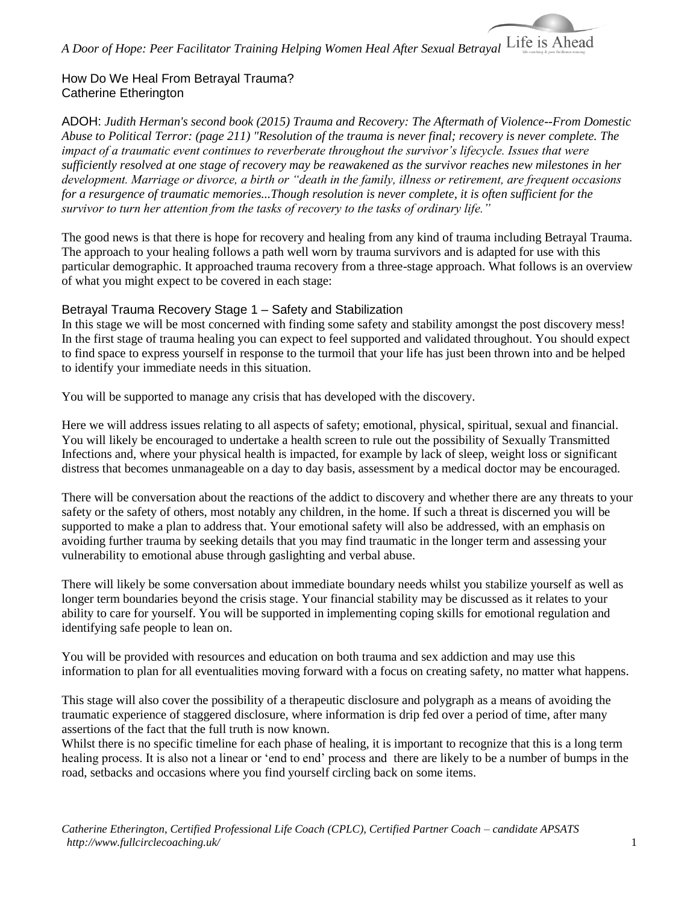## How Do We Heal From Betrayal Trauma?
Catherine Etherington

ADOH: *Judith Herman's second book (2015) Trauma and Recovery: The Aftermath of Violence--From Domestic Abuse to Political Terror: (page 211) "Resolution of the trauma is never final; recovery is never complete. The impact of a traumatic event continues to reverberate throughout the survivor's lifecycle. Issues that were sufficiently resolved at one stage of recovery may be reawakened as the survivor reaches new milestones in her development. Marriage or divorce, a birth or "death in the family, illness or retirement, are frequent occasions for a resurgence of traumatic memories...Though resolution is never complete, it is often sufficient for the survivor to turn her attention from the tasks of recovery to the tasks of ordinary life."*

The good news is that there is hope for recovery and healing from any kind of trauma including Betrayal Trauma. The approach to your healing follows a path well worn by trauma survivors and is adapted for use with this particular demographic. It approached trauma recovery from a three-stage approach. What follows is an overview of what you might expect to be covered in each stage:

### Betrayal Trauma Recovery Stage 1 – Safety and Stabilization

In this stage we will be most concerned with finding some safety and stability amongst the post discovery mess! In the first stage of trauma healing you can expect to feel supported and validated throughout. You should expect to find space to express yourself in response to the turmoil that your life has just been thrown into and be helped to identify your immediate needs in this situation.

You will be supported to manage any crisis that has developed with the discovery.

Here we will address issues relating to all aspects of safety; emotional, physical, spiritual, sexual and financial. You will likely be encouraged to undertake a health screen to rule out the possibility of Sexually Transmitted Infections and, where your physical health is impacted, for example by lack of sleep, weight loss or significant distress that becomes unmanageable on a day to day basis, assessment by a medical doctor may be encouraged.

There will be conversation about the reactions of the addict to discovery and whether there are any threats to your safety or the safety of others, most notably any children, in the home. If such a threat is discerned you will be supported to make a plan to address that. Your emotional safety will also be addressed, with an emphasis on avoiding further trauma by seeking details that you may find traumatic in the longer term and assessing your vulnerability to emotional abuse through gaslighting and verbal abuse.

There will likely be some conversation about immediate boundary needs whilst you stabilize yourself as well as longer term boundaries beyond the crisis stage. Your financial stability may be discussed as it relates to your ability to care for yourself. You will be supported in implementing coping skills for emotional regulation and identifying safe people to lean on.

You will be provided with resources and education on both trauma and sex addiction and may use this information to plan for all eventualities moving forward with a focus on creating safety, no matter what happens.

This stage will also cover the possibility of a therapeutic disclosure and polygraph as a means of avoiding the traumatic experience of staggered disclosure, where information is drip fed over a period of time, after many assertions of the fact that the full truth is now known.
Whilst there is no specific timeline for each phase of healing, it is important to recognize that this is a long term healing process. It is also not a linear or 'end to end' process and there are likely to be a number of bumps in the road, setbacks and occasions where you find yourself circling back on some items.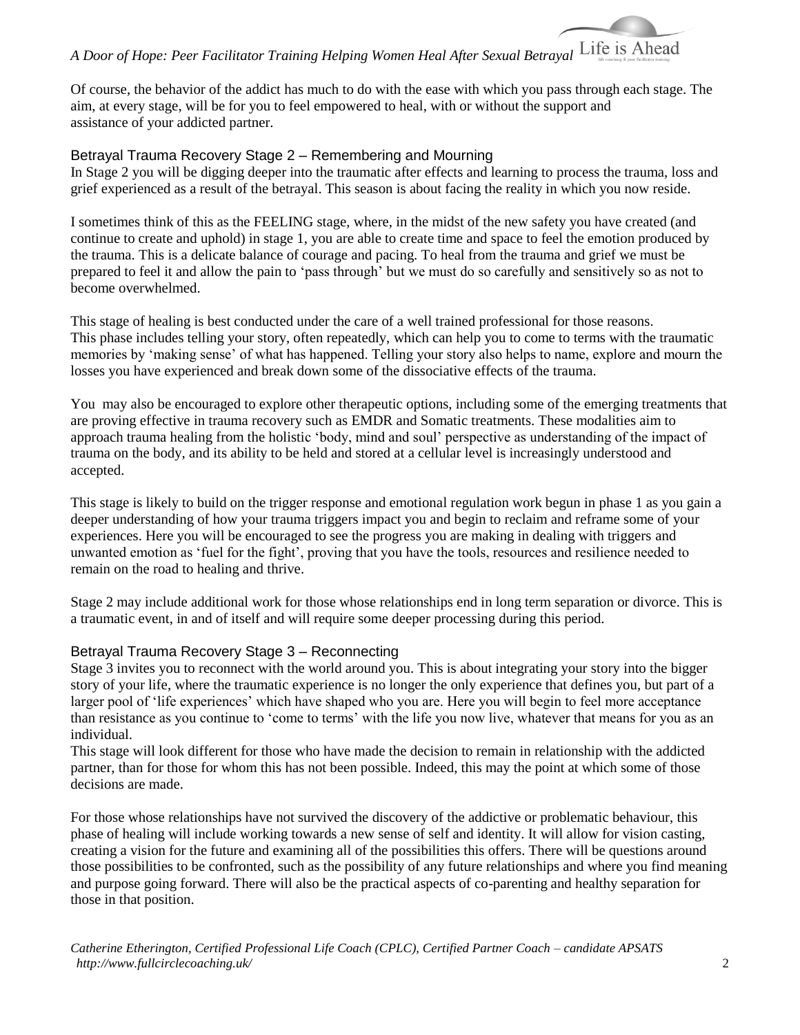Of course, the behavior of the addict has much to do with the ease with which you pass through each stage. The aim, at every stage, will be for you to feel empowered to heal, with or without the support and assistance of your addicted partner.

## Betrayal Trauma Recovery Stage 2 – Remembering and Mourning

In Stage 2 you will be digging deeper into the traumatic after effects and learning to process the trauma, loss and grief experienced as a result of the betrayal. This season is about facing the reality in which you now reside.

I sometimes think of this as the FEELING stage, where, in the midst of the new safety you have created (and continue to create and uphold) in stage 1, you are able to create time and space to feel the emotion produced by the trauma. This is a delicate balance of courage and pacing. To heal from the trauma and grief we must be prepared to feel it and allow the pain to 'pass through' but we must do so carefully and sensitively so as not to become overwhelmed.

This stage of healing is best conducted under the care of a well trained professional for those reasons. This phase includes telling your story, often repeatedly, which can help you to come to terms with the traumatic memories by 'making sense' of what has happened. Telling your story also helps to name, explore and mourn the losses you have experienced and break down some of the dissociative effects of the trauma.

You may also be encouraged to explore other therapeutic options, including some of the emerging treatments that are proving effective in trauma recovery such as EMDR and Somatic treatments. These modalities aim to approach trauma healing from the holistic 'body, mind and soul' perspective as understanding of the impact of trauma on the body, and its ability to be held and stored at a cellular level is increasingly understood and accepted.

This stage is likely to build on the trigger response and emotional regulation work begun in phase 1 as you gain a deeper understanding of how your trauma triggers impact you and begin to reclaim and reframe some of your experiences. Here you will be encouraged to see the progress you are making in dealing with triggers and unwanted emotion as 'fuel for the fight', proving that you have the tools, resources and resilience needed to remain on the road to healing and thrive.

Stage 2 may include additional work for those whose relationships end in long term separation or divorce. This is a traumatic event, in and of itself and will require some deeper processing during this period.

## Betrayal Trauma Recovery Stage 3 – Reconnecting

Stage 3 invites you to reconnect with the world around you. This is about integrating your story into the bigger story of your life, where the traumatic experience is no longer the only experience that defines you, but part of a larger pool of 'life experiences' which have shaped who you are. Here you will begin to feel more acceptance than resistance as you continue to 'come to terms' with the life you now live, whatever that means for you as an individual.

This stage will look different for those who have made the decision to remain in relationship with the addicted partner, than for those for whom this has not been possible. Indeed, this may the point at which some of those decisions are made.

For those whose relationships have not survived the discovery of the addictive or problematic behaviour, this phase of healing will include working towards a new sense of self and identity. It will allow for vision casting, creating a vision for the future and examining all of the possibilities this offers. There will be questions around those possibilities to be confronted, such as the possibility of any future relationships and where you find meaning and purpose going forward. There will also be the practical aspects of co-parenting and healthy separation for those in that position.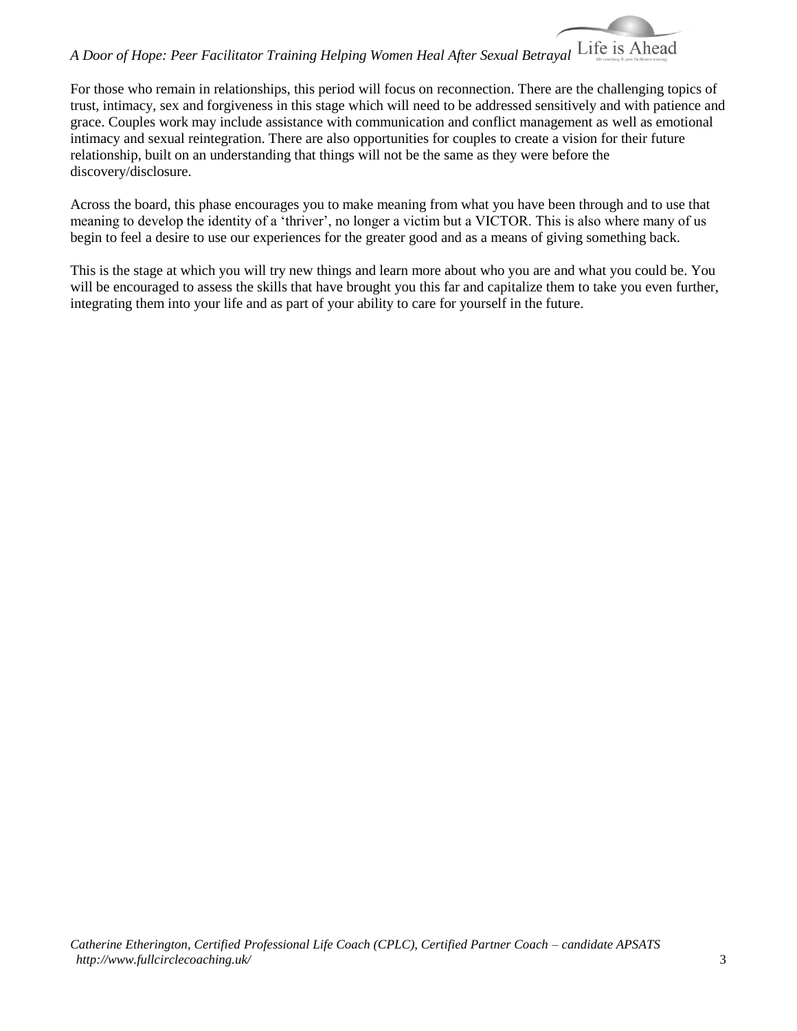For those who remain in relationships, this period will focus on reconnection. There are the challenging topics of trust, intimacy, sex and forgiveness in this stage which will need to be addressed sensitively and with patience and grace. Couples work may include assistance with communication and conflict management as well as emotional intimacy and sexual reintegration. There are also opportunities for couples to create a vision for their future relationship, built on an understanding that things will not be the same as they were before the discovery/disclosure.

Across the board, this phase encourages you to make meaning from what you have been through and to use that meaning to develop the identity of a 'thriver', no longer a victim but a VICTOR. This is also where many of us begin to feel a desire to use our experiences for the greater good and as a means of giving something back.

This is the stage at which you will try new things and learn more about who you are and what you could be. You will be encouraged to assess the skills that have brought you this far and capitalize them to take you even further, integrating them into your life and as part of your ability to care for yourself in the future.